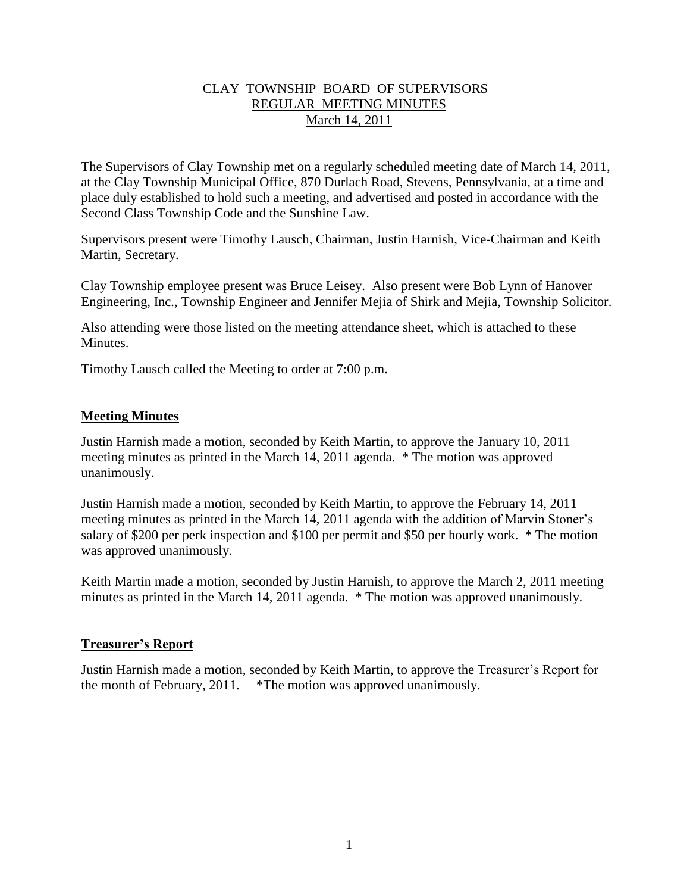# CLAY TOWNSHIP BOARD OF SUPERVISORS
## REGULAR MEETING MINUTES
## March 14, 2011

The Supervisors of Clay Township met on a regularly scheduled meeting date of March 14, 2011, at the Clay Township Municipal Office, 870 Durlach Road, Stevens, Pennsylvania, at a time and place duly established to hold such a meeting, and advertised and posted in accordance with the Second Class Township Code and the Sunshine Law.

Supervisors present were Timothy Lausch, Chairman, Justin Harnish, Vice-Chairman and Keith Martin, Secretary.

Clay Township employee present was Bruce Leisey. Also present were Bob Lynn of Hanover Engineering, Inc., Township Engineer and Jennifer Mejia of Shirk and Mejia, Township Solicitor.

Also attending were those listed on the meeting attendance sheet, which is attached to these Minutes.

Timothy Lausch called the Meeting to order at 7:00 p.m.

### Meeting Minutes

Justin Harnish made a motion, seconded by Keith Martin, to approve the January 10, 2011 meeting minutes as printed in the March 14, 2011 agenda. * The motion was approved unanimously.

Justin Harnish made a motion, seconded by Keith Martin, to approve the February 14, 2011 meeting minutes as printed in the March 14, 2011 agenda with the addition of Marvin Stoner's salary of $200 per perk inspection and $100 per permit and $50 per hourly work. * The motion was approved unanimously.

Keith Martin made a motion, seconded by Justin Harnish, to approve the March 2, 2011 meeting minutes as printed in the March 14, 2011 agenda. * The motion was approved unanimously.

### Treasurer's Report

Justin Harnish made a motion, seconded by Keith Martin, to approve the Treasurer's Report for the month of February, 2011. *The motion was approved unanimously.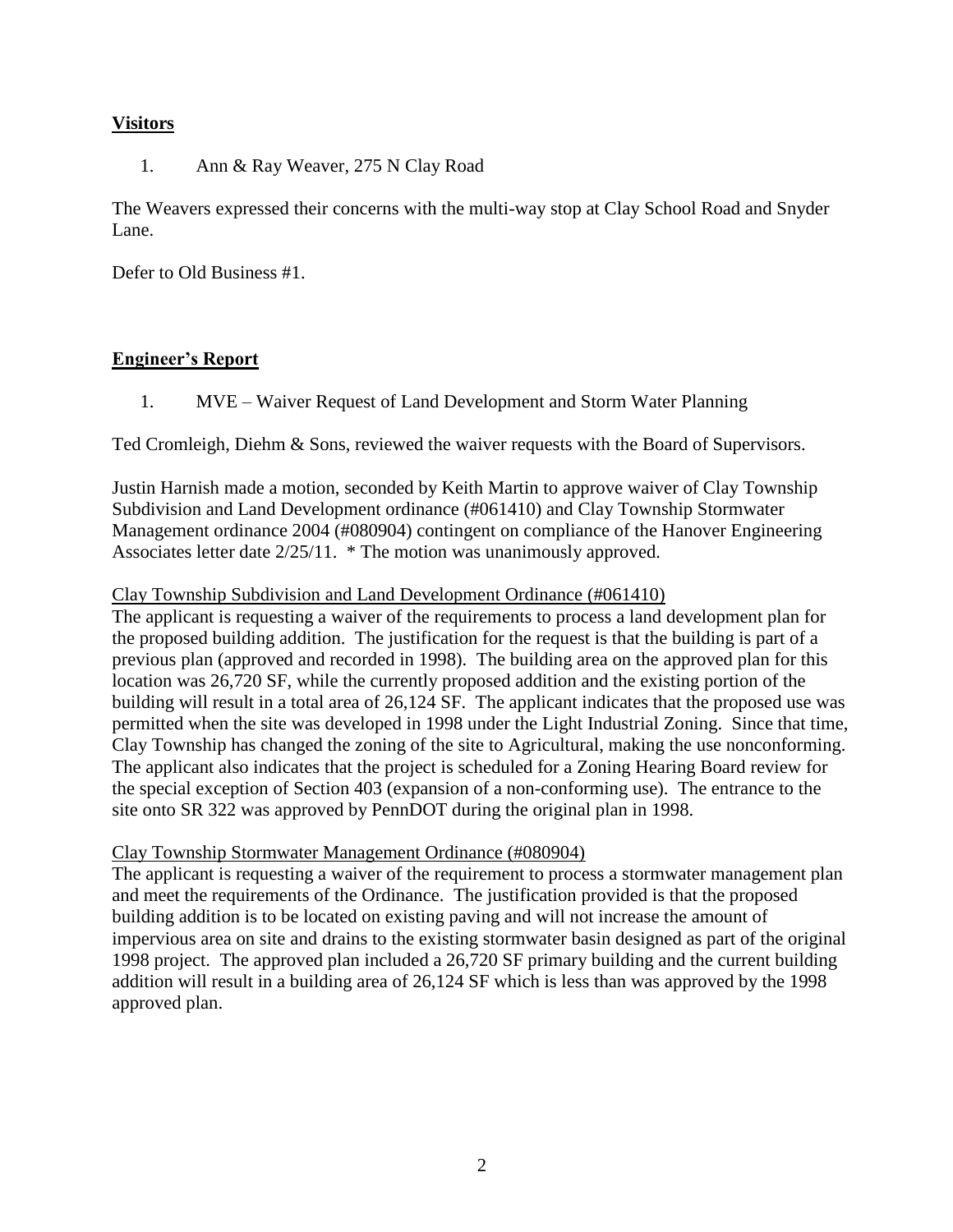**Visitors**

1. Ann & Ray Weaver, 275 N Clay Road

The Weavers expressed their concerns with the multi-way stop at Clay School Road and Snyder Lane.

Defer to Old Business #1.

**Engineer's Report**

1. MVE – Waiver Request of Land Development and Storm Water Planning

Ted Cromleigh, Diehm & Sons, reviewed the waiver requests with the Board of Supervisors.

Justin Harnish made a motion, seconded by Keith Martin to approve waiver of Clay Township Subdivision and Land Development ordinance (#061410) and Clay Township Stormwater Management ordinance 2004 (#080904) contingent on compliance of the Hanover Engineering Associates letter date 2/25/11. * The motion was unanimously approved.

Clay Township Subdivision and Land Development Ordinance (#061410)

The applicant is requesting a waiver of the requirements to process a land development plan for the proposed building addition. The justification for the request is that the building is part of a previous plan (approved and recorded in 1998). The building area on the approved plan for this location was 26,720 SF, while the currently proposed addition and the existing portion of the building will result in a total area of 26,124 SF. The applicant indicates that the proposed use was permitted when the site was developed in 1998 under the Light Industrial Zoning. Since that time, Clay Township has changed the zoning of the site to Agricultural, making the use nonconforming. The applicant also indicates that the project is scheduled for a Zoning Hearing Board review for the special exception of Section 403 (expansion of a non-conforming use). The entrance to the site onto SR 322 was approved by PennDOT during the original plan in 1998.

Clay Township Stormwater Management Ordinance (#080904)

The applicant is requesting a waiver of the requirement to process a stormwater management plan and meet the requirements of the Ordinance. The justification provided is that the proposed building addition is to be located on existing paving and will not increase the amount of impervious area on site and drains to the existing stormwater basin designed as part of the original 1998 project. The approved plan included a 26,720 SF primary building and the current building addition will result in a building area of 26,124 SF which is less than was approved by the 1998 approved plan.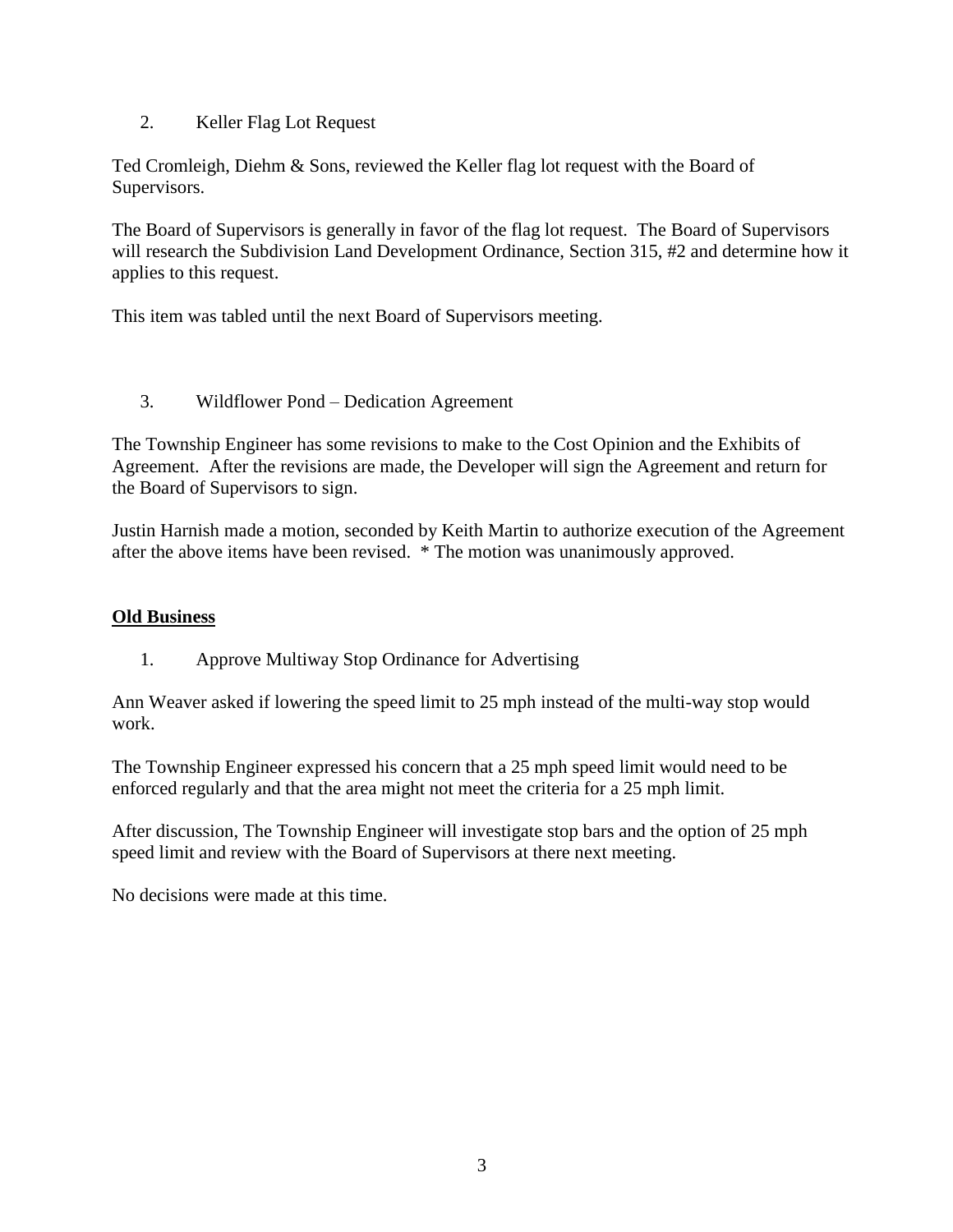2. Keller Flag Lot Request

Ted Cromleigh, Diehm & Sons, reviewed the Keller flag lot request with the Board of Supervisors.

The Board of Supervisors is generally in favor of the flag lot request. The Board of Supervisors will research the Subdivision Land Development Ordinance, Section 315, #2 and determine how it applies to this request.

This item was tabled until the next Board of Supervisors meeting.

3. Wildflower Pond – Dedication Agreement

The Township Engineer has some revisions to make to the Cost Opinion and the Exhibits of Agreement. After the revisions are made, the Developer will sign the Agreement and return for the Board of Supervisors to sign.

Justin Harnish made a motion, seconded by Keith Martin to authorize execution of the Agreement after the above items have been revised. * The motion was unanimously approved.

**Old Business**

1. Approve Multiway Stop Ordinance for Advertising

Ann Weaver asked if lowering the speed limit to 25 mph instead of the multi-way stop would work.

The Township Engineer expressed his concern that a 25 mph speed limit would need to be enforced regularly and that the area might not meet the criteria for a 25 mph limit.

After discussion, The Township Engineer will investigate stop bars and the option of 25 mph speed limit and review with the Board of Supervisors at there next meeting.

No decisions were made at this time.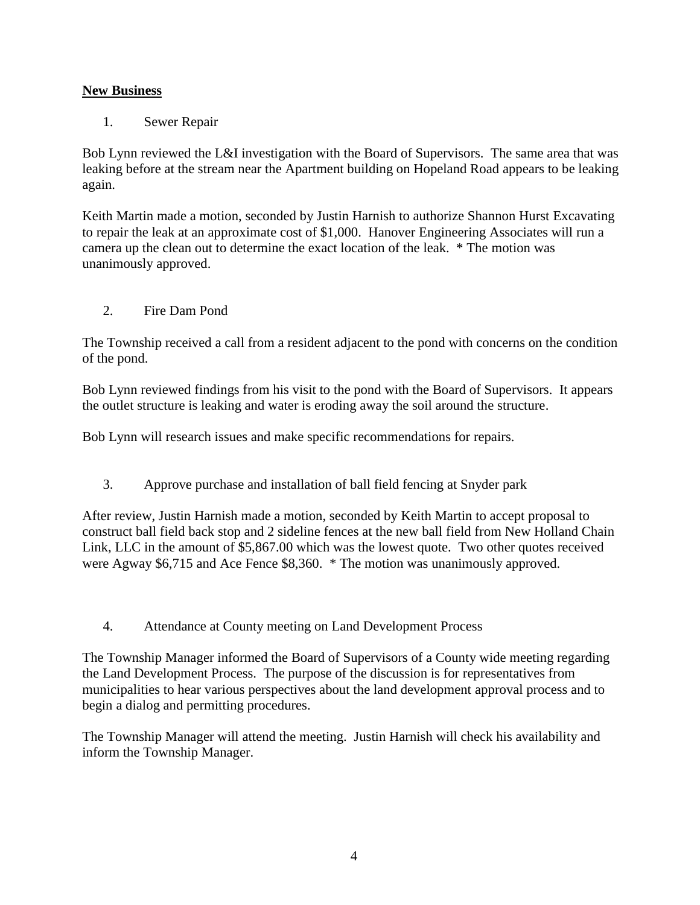**New Business**

1. Sewer Repair

Bob Lynn reviewed the L&I investigation with the Board of Supervisors. The same area that was leaking before at the stream near the Apartment building on Hopeland Road appears to be leaking again.

Keith Martin made a motion, seconded by Justin Harnish to authorize Shannon Hurst Excavating to repair the leak at an approximate cost of $1,000. Hanover Engineering Associates will run a camera up the clean out to determine the exact location of the leak. * The motion was unanimously approved.

2. Fire Dam Pond

The Township received a call from a resident adjacent to the pond with concerns on the condition of the pond.

Bob Lynn reviewed findings from his visit to the pond with the Board of Supervisors. It appears the outlet structure is leaking and water is eroding away the soil around the structure.

Bob Lynn will research issues and make specific recommendations for repairs.

3. Approve purchase and installation of ball field fencing at Snyder park

After review, Justin Harnish made a motion, seconded by Keith Martin to accept proposal to construct ball field back stop and 2 sideline fences at the new ball field from New Holland Chain Link, LLC in the amount of $5,867.00 which was the lowest quote. Two other quotes received were Agway $6,715 and Ace Fence $8,360. * The motion was unanimously approved.

4. Attendance at County meeting on Land Development Process

The Township Manager informed the Board of Supervisors of a County wide meeting regarding the Land Development Process. The purpose of the discussion is for representatives from municipalities to hear various perspectives about the land development approval process and to begin a dialog and permitting procedures.

The Township Manager will attend the meeting. Justin Harnish will check his availability and inform the Township Manager.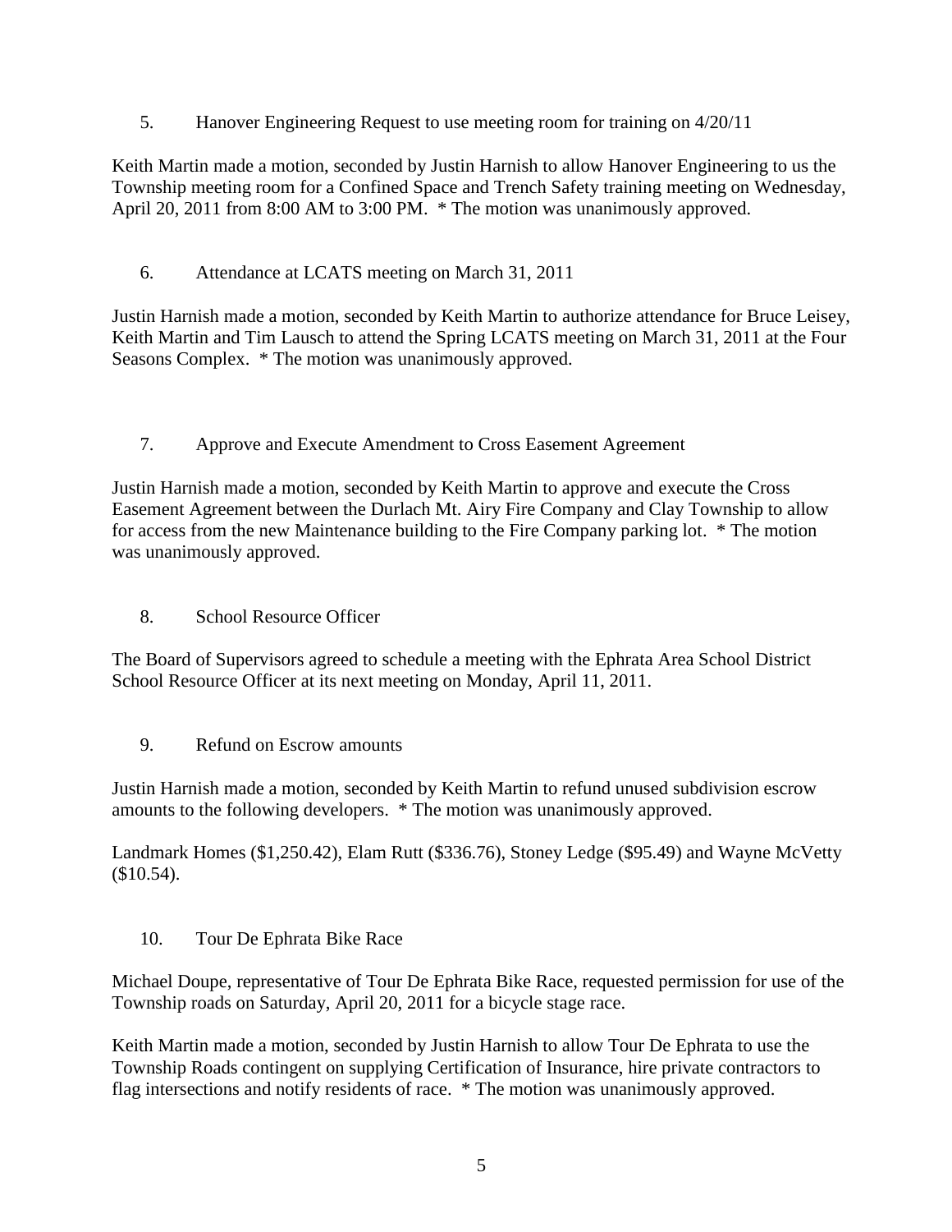5. Hanover Engineering Request to use meeting room for training on 4/20/11

Keith Martin made a motion, seconded by Justin Harnish to allow Hanover Engineering to us the Township meeting room for a Confined Space and Trench Safety training meeting on Wednesday, April 20, 2011 from 8:00 AM to 3:00 PM. * The motion was unanimously approved.

6. Attendance at LCATS meeting on March 31, 2011

Justin Harnish made a motion, seconded by Keith Martin to authorize attendance for Bruce Leisey, Keith Martin and Tim Lausch to attend the Spring LCATS meeting on March 31, 2011 at the Four Seasons Complex. * The motion was unanimously approved.

7. Approve and Execute Amendment to Cross Easement Agreement

Justin Harnish made a motion, seconded by Keith Martin to approve and execute the Cross Easement Agreement between the Durlach Mt. Airy Fire Company and Clay Township to allow for access from the new Maintenance building to the Fire Company parking lot. * The motion was unanimously approved.

8. School Resource Officer

The Board of Supervisors agreed to schedule a meeting with the Ephrata Area School District School Resource Officer at its next meeting on Monday, April 11, 2011.

9. Refund on Escrow amounts

Justin Harnish made a motion, seconded by Keith Martin to refund unused subdivision escrow amounts to the following developers. * The motion was unanimously approved.

Landmark Homes ($1,250.42), Elam Rutt ($336.76), Stoney Ledge ($95.49) and Wayne McVetty ($10.54).

10. Tour De Ephrata Bike Race

Michael Doupe, representative of Tour De Ephrata Bike Race, requested permission for use of the Township roads on Saturday, April 20, 2011 for a bicycle stage race.

Keith Martin made a motion, seconded by Justin Harnish to allow Tour De Ephrata to use the Township Roads contingent on supplying Certification of Insurance, hire private contractors to flag intersections and notify residents of race. * The motion was unanimously approved.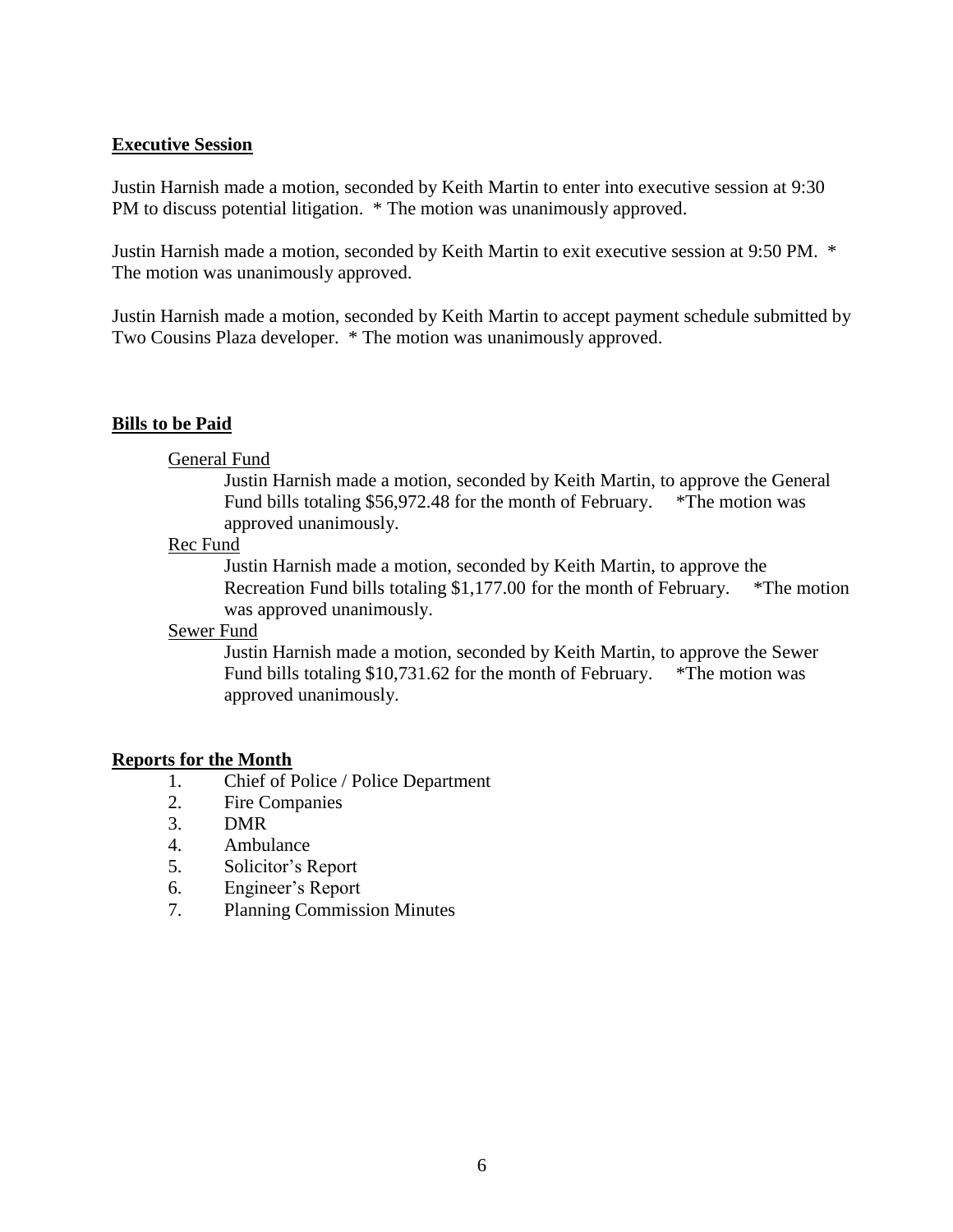**Executive Session**

Justin Harnish made a motion, seconded by Keith Martin to enter into executive session at 9:30 PM to discuss potential litigation. * The motion was unanimously approved.

Justin Harnish made a motion, seconded by Keith Martin to exit executive session at 9:50 PM. * The motion was unanimously approved.

Justin Harnish made a motion, seconded by Keith Martin to accept payment schedule submitted by Two Cousins Plaza developer. * The motion was unanimously approved.

**Bills to be Paid**

General Fund

Justin Harnish made a motion, seconded by Keith Martin, to approve the General Fund bills totaling $56,972.48 for the month of February. *The motion was approved unanimously.

Rec Fund

Justin Harnish made a motion, seconded by Keith Martin, to approve the Recreation Fund bills totaling $1,177.00 for the month of February. *The motion was approved unanimously.

Sewer Fund

Justin Harnish made a motion, seconded by Keith Martin, to approve the Sewer Fund bills totaling $10,731.62 for the month of February. *The motion was approved unanimously.

**Reports for the Month**

1. Chief of Police / Police Department
2. Fire Companies
3. DMR
4. Ambulance
5. Solicitor's Report
6. Engineer's Report
7. Planning Commission Minutes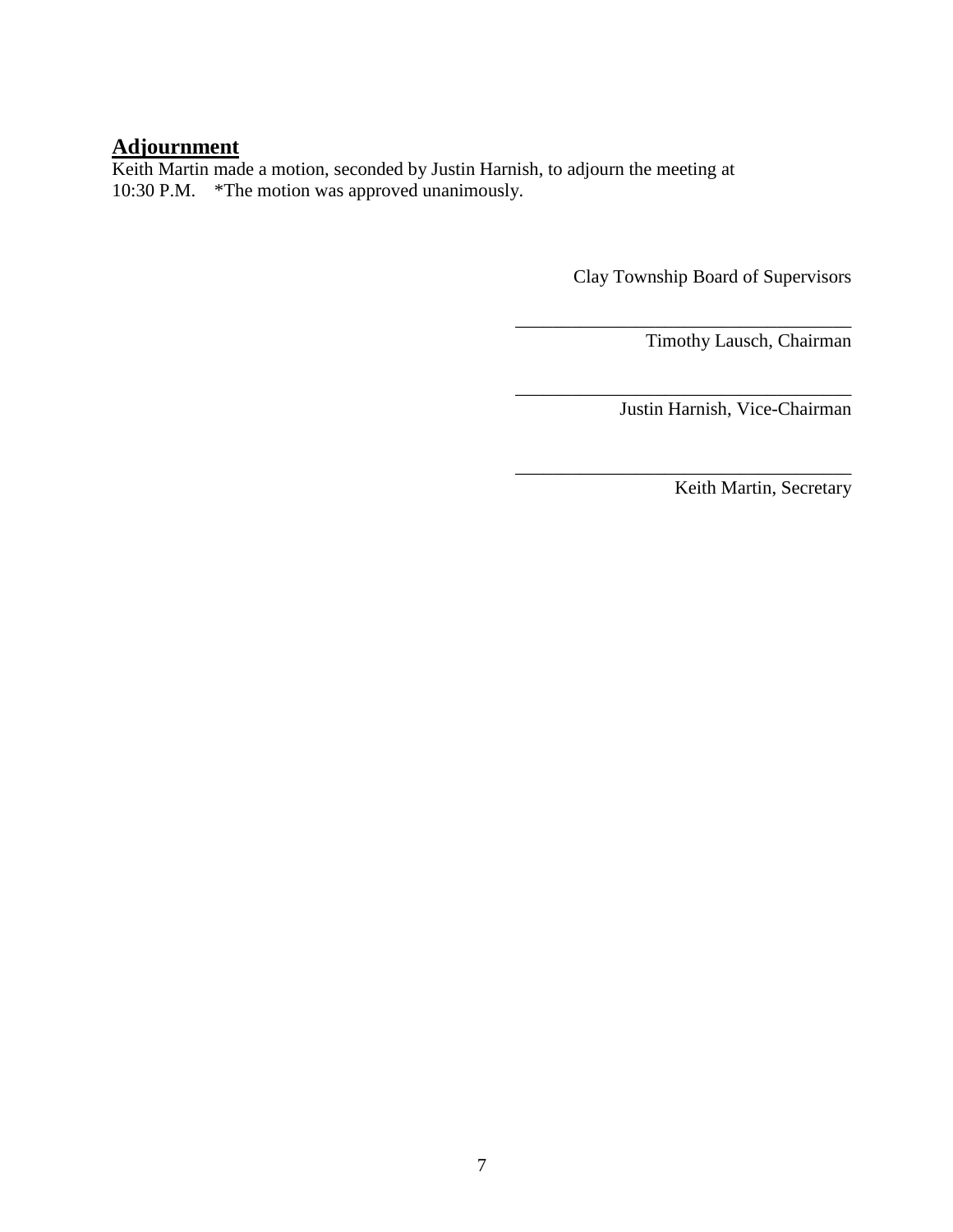## Adjournment

Keith Martin made a motion, seconded by Justin Harnish, to adjourn the meeting at 10:30 P.M. *The motion was approved unanimously.

Clay Township Board of Supervisors

_____________________________________
Timothy Lausch, Chairman

_____________________________________
Justin Harnish, Vice-Chairman

_____________________________________
Keith Martin, Secretary